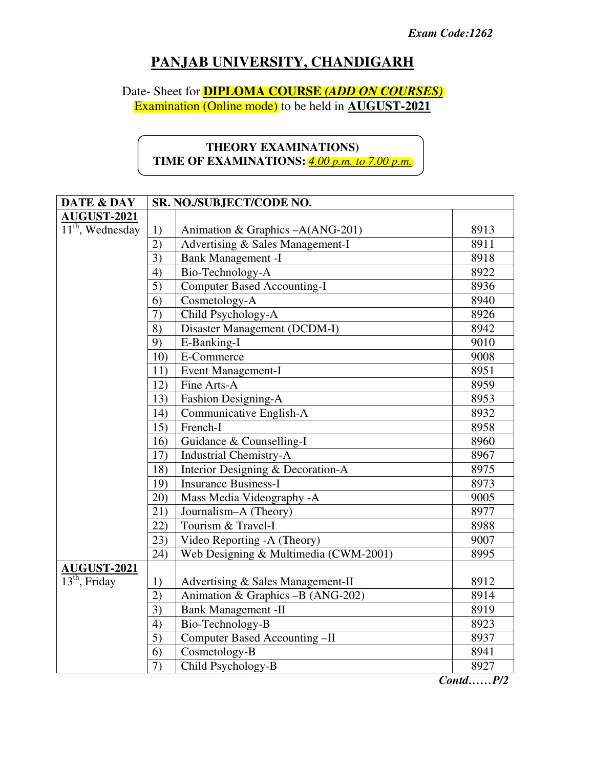*Exam Code:1262*

# PANJAB UNIVERSITY, CHANDIGARH

Date- Sheet for **DIPLOMA COURSE *(ADD ON COURSES)*** Examination (Online mode) to be held in **AUGUST-2021**

**THEORY EXAMINATIONS)**
**TIME OF EXAMINATIONS:** ***4.00 p.m. to 7.00 p.m.***

| DATE & DAY | SR. NO./SUBJECT/CODE NO. | | |
|---|---|---|---|
| **AUGUST-2021** 11th, Wednesday | 1) | Animation & Graphics –A(ANG-201) | 8913 |
| | 2) | Advertising & Sales Management-I | 8911 |
| | 3) | Bank Management -I | 8918 |
| | 4) | Bio-Technology-A | 8922 |
| | 5) | Computer Based Accounting-I | 8936 |
| | 6) | Cosmetology-A | 8940 |
| | 7) | Child Psychology-A | 8926 |
| | 8) | Disaster Management (DCDM-I) | 8942 |
| | 9) | E-Banking-I | 9010 |
| | 10) | E-Commerce | 9008 |
| | 11) | Event Management-I | 8951 |
| | 12) | Fine Arts-A | 8959 |
| | 13) | Fashion Designing-A | 8953 |
| | 14) | Communicative English-A | 8932 |
| | 15) | French-I | 8958 |
| | 16) | Guidance & Counselling-I | 8960 |
| | 17) | Industrial Chemistry-A | 8967 |
| | 18) | Interior Designing & Decoration-A | 8975 |
| | 19) | Insurance Business-I | 8973 |
| | 20) | Mass Media Videography -A | 9005 |
| | 21) | Journalism–A (Theory) | 8977 |
| | 22) | Tourism & Travel-I | 8988 |
| | 23) | Video Reporting -A (Theory) | 9007 |
| | 24) | Web Designing & Multimedia (CWM-2001) | 8995 |
| **AUGUST-2021** 13th, Friday | 1) | Advertising & Sales Management-II | 8912 |
| | 2) | Animation & Graphics –B (ANG-202) | 8914 |
| | 3) | Bank Management -II | 8919 |
| | 4) | Bio-Technology-B | 8923 |
| | 5) | Computer Based Accounting –II | 8937 |
| | 6) | Cosmetology-B | 8941 |
| | 7) | Child Psychology-B | 8927 |

***Contd……P/2***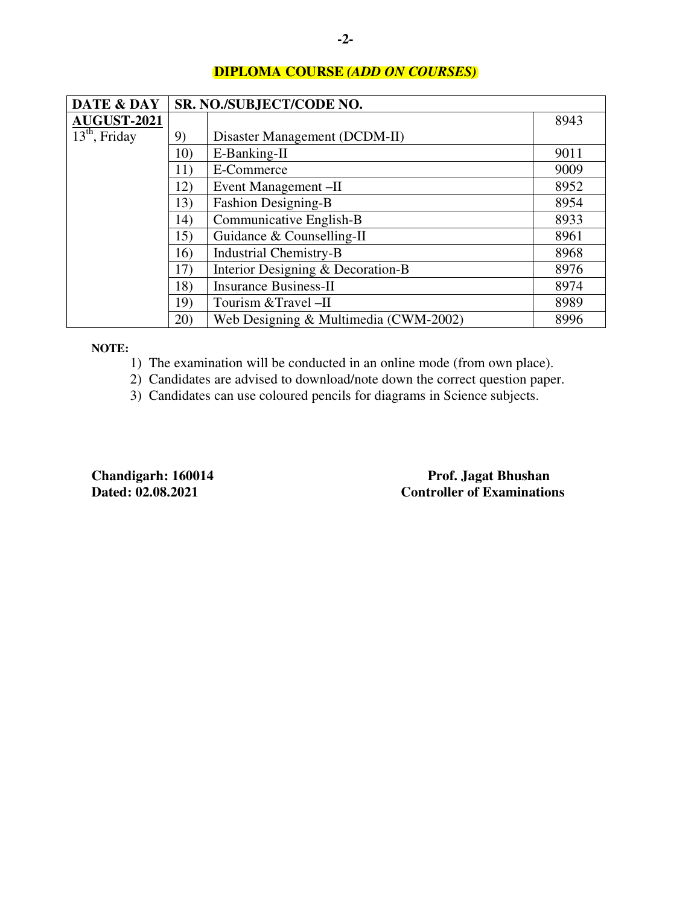## **DIPLOMA COURSE *(ADD ON COURSES)***

| DATE & DAY | SR. NO./SUBJECT/CODE NO. | | |
|---|---|---|---|
| **AUGUST-2021** 13th, Friday | 9) | Disaster Management (DCDM-II) | 8943 |
| | 10) | E-Banking-II | 9011 |
| | 11) | E-Commerce | 9009 |
| | 12) | Event Management –II | 8952 |
| | 13) | Fashion Designing-B | 8954 |
| | 14) | Communicative English-B | 8933 |
| | 15) | Guidance & Counselling-II | 8961 |
| | 16) | Industrial Chemistry-B | 8968 |
| | 17) | Interior Designing & Decoration-B | 8976 |
| | 18) | Insurance Business-II | 8974 |
| | 19) | Tourism &Travel –II | 8989 |
| | 20) | Web Designing & Multimedia (CWM-2002) | 8996 |

**NOTE:**

1) The examination will be conducted in an online mode (from own place).
2) Candidates are advised to download/note down the correct question paper.
3) Candidates can use coloured pencils for diagrams in Science subjects.

**Chandigarh: 160014**
**Dated: 02.08.2021**

**Prof. Jagat Bhushan**
**Controller of Examinations**